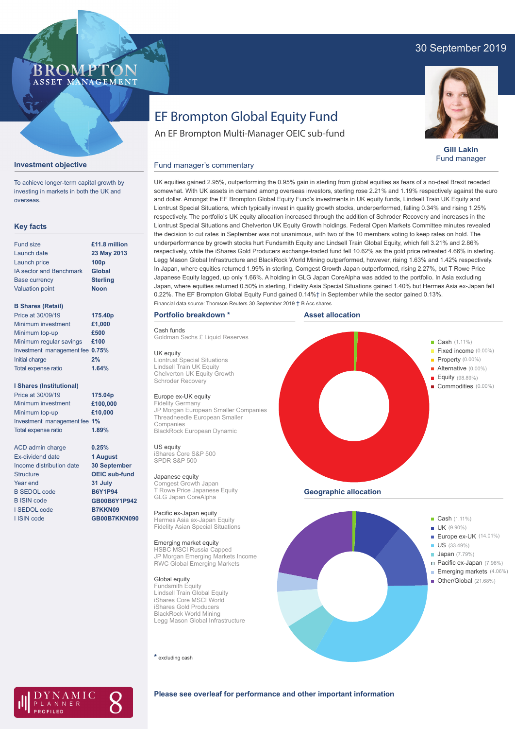30 September 2019

# EF Brompton Global Equity Fund

An EF Brompton Multi-Manager OEIC sub-fund

**Gill Lakin**
Fund manager

## Investment objective

To achieve longer-term capital growth by investing in markets in both the UK and overseas.

## Key facts

| | |
|---|---|
| Fund size | £11.8 million |
| Launch date | 23 May 2013 |
| Launch price | 100p |
| IA sector and Benchmark | Global |
| Base currency | Sterling |
| Valuation point | Noon |

**B Shares (Retail)**

| | |
|---|---|
| Price at 30/09/19 | 175.40p |
| Minimum investment | £1,000 |
| Minimum top-up | £500 |
| Minimum regular savings | £100 |
| Investment management fee | 0.75% |
| Initial charge | 2% |
| Total expense ratio | 1.64% |

**I Shares (Institutional)**

| | |
|---|---|
| Price at 30/09/19 | 175.04p |
| Minimum investment | £100,000 |
| Minimum top-up | £10,000 |
| Investment management fee | 1% |
| Total expense ratio | 1.89% |

| | |
|---|---|
| ACD admin charge | 0.25% |
| Ex-dividend date | 1 August |
| Income distribution date | 30 September |
| Structure | OEIC sub-fund |
| Year end | 31 July |
| B SEDOL code | B6Y1P94 |
| B ISIN code | GB00B6Y1P942 |
| I SEDOL code | B7KKN09 |
| I ISIN code | GB00B7KKN090 |

## Fund manager's commentary

UK equities gained 2.95%, outperforming the 0.95% gain in sterling from global equities as fears of a no-deal Brexit receded somewhat. With UK assets in demand among overseas investors, sterling rose 2.21% and 1.19% respectively against the euro and dollar. Amongst the EF Brompton Global Equity Fund's investments in UK equity funds, Lindsell Train UK Equity and Liontrust Special Situations, which typically invest in quality growth stocks, underperformed, falling 0.34% and rising 1.25% respectively. The portfolio's UK equity allocation increased through the addition of Schroder Recovery and increases in the Liontrust Special Situations and Chelverton UK Equity Growth holdings. Federal Open Markets Committee minutes revealed the decision to cut rates in September was not unanimous, with two of the 10 members voting to keep rates on hold. The underperformance by growth stocks hurt Fundsmith Equity and Lindsell Train Global Equity, which fell 3.21% and 2.86% respectively, while the iShares Gold Producers exchange-traded fund fell 10.62% as the gold price retreated 4.66% in sterling. Legg Mason Global Infrastructure and BlackRock World Mining outperformed, however, rising 1.63% and 1.42% respectively. In Japan, where equities returned 1.99% in sterling, Comgest Growth Japan outperformed, rising 2.27%, but T Rowe Price Japanese Equity lagged, up only 1.66%. A holding in GLG Japan CoreAlpha was added to the portfolio. In Asia excluding Japan, where equities returned 0.50% in sterling, Fidelity Asia Special Situations gained 1.40% but Hermes Asia ex-Japan fell 0.22%. The EF Brompton Global Equity Fund gained 0.14%† in September while the sector gained 0.13%.

Financial data source: Thomson Reuters 30 September 2019 † B Acc shares

## Portfolio breakdown *

**Cash funds**
Goldman Sachs £ Liquid Reserves

**UK equity**
Liontrust Special Situations
Lindsell Train UK Equity
Chelverton UK Equity Growth
Schroder Recovery

**Europe ex-UK equity**
Fidelity Germany
JP Morgan European Smaller Companies
Threadneedle European Smaller Companies
BlackRock European Dynamic

**US equity**
iShares Core S&P 500
SPDR S&P 500

**Japanese equity**
Comgest Growth Japan
T Rowe Price Japanese Equity
GLG Japan CoreAlpha

**Pacific ex-Japan equity**
Hermes Asia ex-Japan Equity
Fidelity Asian Special Situations

**Emerging market equity**
HSBC MSCI Russia Capped
JP Morgan Emerging Markets Income
RWC Global Emerging Markets

**Global equity**
Fundsmith Equity
Lindsell Train Global Equity
iShares Core MSCI World
iShares Gold Producers
BlackRock World Mining
Legg Mason Global Infrastructure

* excluding cash

## Asset allocation

- Cash (1.11%)
- Fixed income (0.00%)
- Property (0.00%)
- Alternative (0.00%)
- Equity (98.89%)
- Commodities (0.00%)

## Geographic allocation

- Cash (1.11%)
- UK (9.90%)
- Europe ex-UK (14.01%)
- US (33.49%)
- Japan (7.79%)
- Pacific ex-Japan (7.96%)
- Emerging markets (4.06%)
- Other/Global (21.68%)

**Please see overleaf for performance and other important information**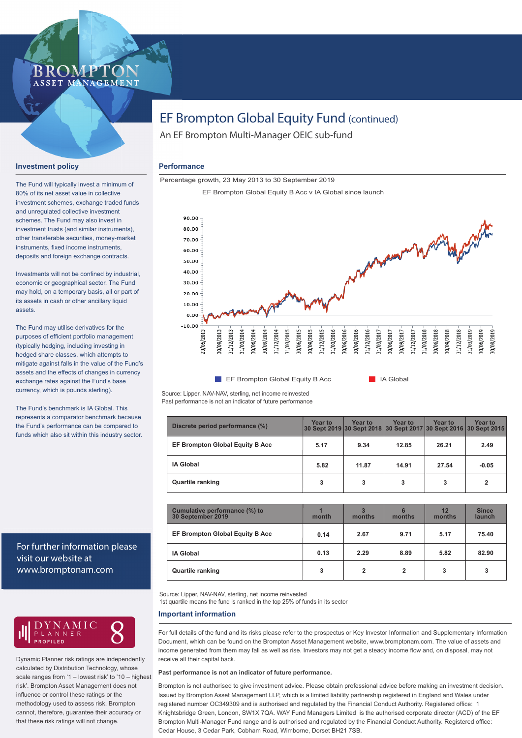# EF Brompton Global Equity Fund (continued)

An EF Brompton Multi-Manager OEIC sub-fund

## Investment policy

The Fund will typically invest a minimum of 80% of its net asset value in collective investment schemes, exchange traded funds and unregulated collective investment schemes. The Fund may also invest in investment trusts (and similar instruments), other transferable securities, money-market instruments, fixed income instruments, deposits and foreign exchange contracts.

Investments will not be confined by industrial, economic or geographical sector. The Fund may hold, on a temporary basis, all or part of its assets in cash or other ancillary liquid assets.

The Fund may utilise derivatives for the purposes of efficient portfolio management (typically hedging, including investing in hedged share classes, which attempts to mitigate against falls in the value of the Fund's assets and the effects of changes in currency exchange rates against the Fund's base currency, which is pounds sterling).

The Fund's benchmark is IA Global. This represents a comparator benchmark because the Fund's performance can be compared to funds which also sit within this industry sector.

For further information please visit our website at www.bromptonam.com

DYNAMIC PLANNER PROFILED 8

Dynamic Planner risk ratings are independently calculated by Distribution Technology, whose scale ranges from '1 – lowest risk' to '10 – highest risk'. Brompton Asset Management does not influence or control these ratings or the methodology used to assess risk. Brompton cannot, therefore, guarantee their accuracy or that these risk ratings will not change.

## Performance

Percentage growth, 23 May 2013 to 30 September 2019

EF Brompton Global Equity B Acc v IA Global since launch

90.00
80.00
70.00
60.00
50.00
40.00
30.00
20.00
10.00
0.00
-10.00

23/05/2013, 30/09/2013, 31/12/2013, 31/03/2014, 30/06/2014, 30/09/2014, 31/12/2014, 31/03/2015, 30/06/2015, 30/09/2015, 31/12/2015, 31/03/2016, 30/06/2016, 30/09/2016, 31/12/2016, 31/03/2017, 30/06/2017, 30/09/2017, 31/12/2017, 31/03/2018, 30/06/2018, 30/09/2018, 31/12/2018, 31/03/2019, 30/06/2019, 30/09/2019

EF Brompton Global Equity B Acc   IA Global

Source: Lipper, NAV-NAV, sterling, net income reinvested
Past performance is not an indicator of future performance

| Discrete period performance (%) | Year to 30 Sept 2019 | Year to 30 Sept 2018 | Year to 30 Sept 2017 | Year to 30 Sept 2016 | Year to 30 Sept 2015 |
|---|---|---|---|---|---|
| EF Brompton Global Equity B Acc | 5.17 | 9.34 | 12.85 | 26.21 | 2.49 |
| IA Global | 5.82 | 11.87 | 14.91 | 27.54 | -0.05 |
| Quartile ranking | 3 | 3 | 3 | 3 | 2 |

| Cumulative performance (%) to 30 September 2019 | 1 month | 3 months | 6 months | 12 months | Since launch |
|---|---|---|---|---|---|
| EF Brompton Global Equity B Acc | 0.14 | 2.67 | 9.71 | 5.17 | 75.40 |
| IA Global | 0.13 | 2.29 | 8.89 | 5.82 | 82.90 |
| Quartile ranking | 3 | 2 | 2 | 3 | 3 |

Source: Lipper, NAV-NAV, sterling, net income reinvested
1st quartile means the fund is ranked in the top 25% of funds in its sector

## Important information

For full details of the fund and its risks please refer to the prospectus or Key Investor Information and Supplementary Information Document, which can be found on the Brompton Asset Management website, www.bromptonam.com. The value of assets and income generated from them may fall as well as rise. Investors may not get a steady income flow and, on disposal, may not receive all their capital back.

**Past performance is not an indicator of future performance.**

Brompton is not authorised to give investment advice. Please obtain professional advice before making an investment decision. Issued by Brompton Asset Management LLP, which is a limited liability partnership registered in England and Wales under registered number OC349309 and is authorised and regulated by the Financial Conduct Authority. Registered office: 1 Knightsbridge Green, London, SW1X 7QA. WAY Fund Managers Limited is the authorised corporate director (ACD) of the EF Brompton Multi-Manager Fund range and is authorised and regulated by the Financial Conduct Authority. Registered office: Cedar House, 3 Cedar Park, Cobham Road, Wimborne, Dorset BH21 7SB.